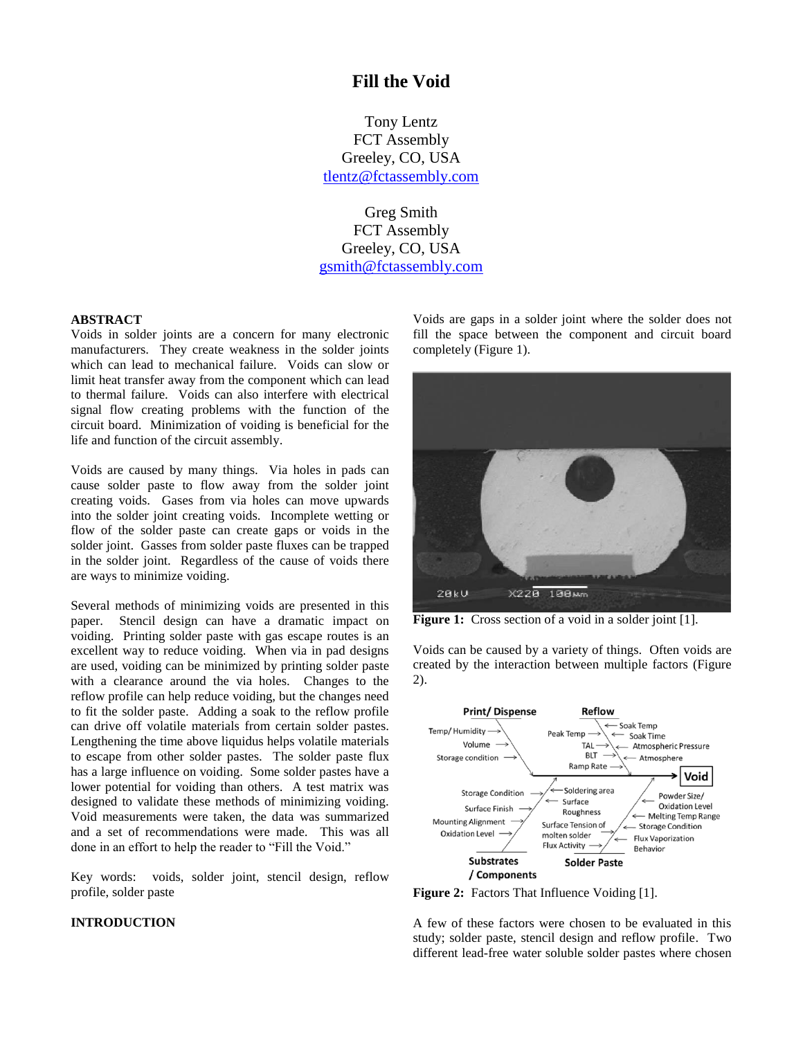# Fill the Void

Tony Lentz
FCT Assembly
Greeley, CO, USA
tlentz@fctassembly.com

Greg Smith
FCT Assembly
Greeley, CO, USA
gsmith@fctassembly.com

## ABSTRACT

Voids in solder joints are a concern for many electronic manufacturers. They create weakness in the solder joints which can lead to mechanical failure. Voids can slow or limit heat transfer away from the component which can lead to thermal failure. Voids can also interfere with electrical signal flow creating problems with the function of the circuit board. Minimization of voiding is beneficial for the life and function of the circuit assembly.

Voids are caused by many things. Via holes in pads can cause solder paste to flow away from the solder joint creating voids. Gases from via holes can move upwards into the solder joint creating voids. Incomplete wetting or flow of the solder paste can create gaps or voids in the solder joint. Gasses from solder paste fluxes can be trapped in the solder joint. Regardless of the cause of voids there are ways to minimize voiding.

Several methods of minimizing voids are presented in this paper. Stencil design can have a dramatic impact on voiding. Printing solder paste with gas escape routes is an excellent way to reduce voiding. When via in pad designs are used, voiding can be minimized by printing solder paste with a clearance around the via holes. Changes to the reflow profile can help reduce voiding, but the changes need to fit the solder paste. Adding a soak to the reflow profile can drive off volatile materials from certain solder pastes. Lengthening the time above liquidus helps volatile materials to escape from other solder pastes. The solder paste flux has a large influence on voiding. Some solder pastes have a lower potential for voiding than others. A test matrix was designed to validate these methods of minimizing voiding. Void measurements were taken, the data was summarized and a set of recommendations were made. This was all done in an effort to help the reader to "Fill the Void."

Key words: voids, solder joint, stencil design, reflow profile, solder paste

## INTRODUCTION

Voids are gaps in a solder joint where the solder does not fill the space between the component and circuit board completely (Figure 1).

**Figure 1:** Cross section of a void in a solder joint [1].

Voids can be caused by a variety of things. Often voids are created by the interaction between multiple factors (Figure 2).

**Figure 2:** Factors That Influence Voiding [1].

A few of these factors were chosen to be evaluated in this study; solder paste, stencil design and reflow profile. Two different lead-free water soluble solder pastes where chosen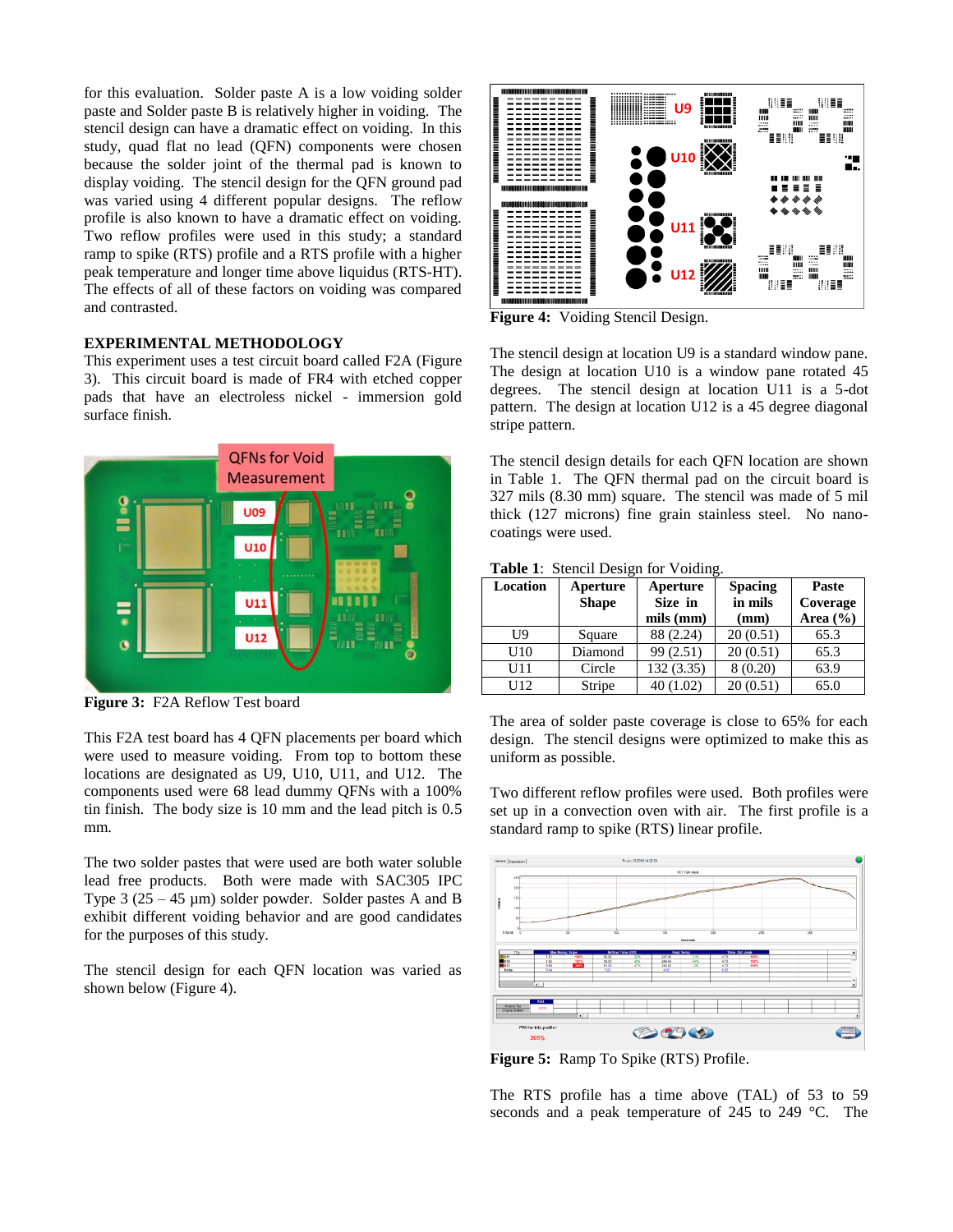for this evaluation. Solder paste A is a low voiding solder paste and Solder paste B is relatively higher in voiding. The stencil design can have a dramatic effect on voiding. In this study, quad flat no lead (QFN) components were chosen because the solder joint of the thermal pad is known to display voiding. The stencil design for the QFN ground pad was varied using 4 different popular designs. The reflow profile is also known to have a dramatic effect on voiding. Two reflow profiles were used in this study; a standard ramp to spike (RTS) profile and a RTS profile with a higher peak temperature and longer time above liquidus (RTS-HT). The effects of all of these factors on voiding was compared and contrasted.

## EXPERIMENTAL METHODOLOGY

This experiment uses a test circuit board called F2A (Figure 3). This circuit board is made of FR4 with etched copper pads that have an electroless nickel - immersion gold surface finish.

**Figure 3:** F2A Reflow Test board

This F2A test board has 4 QFN placements per board which were used to measure voiding. From top to bottom these locations are designated as U9, U10, U11, and U12. The components used were 68 lead dummy QFNs with a 100% tin finish. The body size is 10 mm and the lead pitch is 0.5 mm.

The two solder pastes that were used are both water soluble lead free products. Both were made with SAC305 IPC Type 3 (25 – 45 µm) solder powder. Solder pastes A and B exhibit different voiding behavior and are good candidates for the purposes of this study.

The stencil design for each QFN location was varied as shown below (Figure 4).

**Figure 4:** Voiding Stencil Design.

The stencil design at location U9 is a standard window pane. The design at location U10 is a window pane rotated 45 degrees. The stencil design at location U11 is a 5-dot pattern. The design at location U12 is a 45 degree diagonal stripe pattern.

The stencil design details for each QFN location are shown in Table 1. The QFN thermal pad on the circuit board is 327 mils (8.30 mm) square. The stencil was made of 5 mil thick (127 microns) fine grain stainless steel. No nano-coatings were used.

**Table 1**: Stencil Design for Voiding.

| Location | Aperture Shape | Aperture Size in mils (mm) | Spacing in mils (mm) | Paste Coverage Area (%) |
|---|---|---|---|---|
| U9 | Square | 88 (2.24) | 20 (0.51) | 65.3 |
| U10 | Diamond | 99 (2.51) | 20 (0.51) | 65.3 |
| U11 | Circle | 132 (3.35) | 8 (0.20) | 63.9 |
| U12 | Stripe | 40 (1.02) | 20 (0.51) | 65.0 |

The area of solder paste coverage is close to 65% for each design. The stencil designs were optimized to make this as uniform as possible.

Two different reflow profiles were used. Both profiles were set up in a convection oven with air. The first profile is a standard ramp to spike (RTS) linear profile.

**Figure 5:** Ramp To Spike (RTS) Profile.

The RTS profile has a time above (TAL) of 53 to 59 seconds and a peak temperature of 245 to 249 °C. The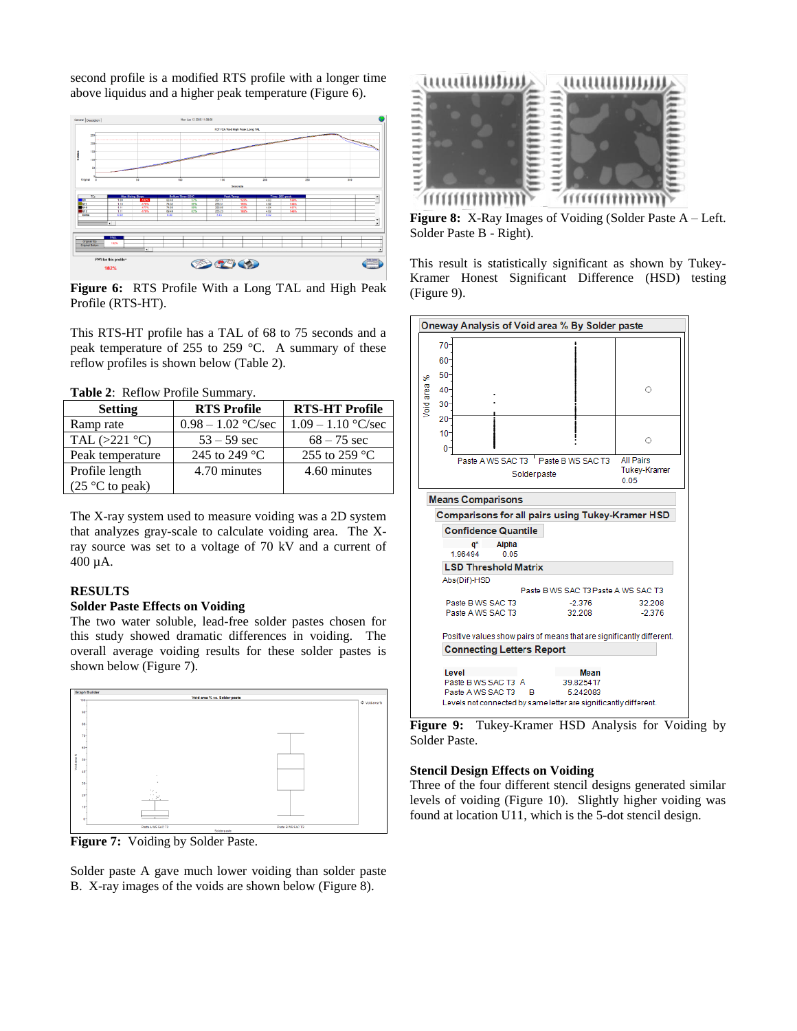second profile is a modified RTS profile with a longer time above liquidus and a higher peak temperature (Figure 6).

**Figure 6:** RTS Profile With a Long TAL and High Peak Profile (RTS-HT).

This RTS-HT profile has a TAL of 68 to 75 seconds and a peak temperature of 255 to 259 °C. A summary of these reflow profiles is shown below (Table 2).

**Table 2**: Reflow Profile Summary.

| Setting | RTS Profile | RTS-HT Profile |
|---|---|---|
| Ramp rate | 0.98 – 1.02 °C/sec | 1.09 – 1.10 °C/sec |
| TAL (>221 °C) | 53 – 59 sec | 68 – 75 sec |
| Peak temperature | 245 to 249 °C | 255 to 259 °C |
| Profile length (25 °C to peak) | 4.70 minutes | 4.60 minutes |

The X-ray system used to measure voiding was a 2D system that analyzes gray-scale to calculate voiding area. The X-ray source was set to a voltage of 70 kV and a current of 400 µA.

## RESULTS

### Solder Paste Effects on Voiding

The two water soluble, lead-free solder pastes chosen for this study showed dramatic differences in voiding. The overall average voiding results for these solder pastes is shown below (Figure 7).

**Figure 7:** Voiding by Solder Paste.

Solder paste A gave much lower voiding than solder paste B. X-ray images of the voids are shown below (Figure 8).

**Figure 8:** X-Ray Images of Voiding (Solder Paste A – Left. Solder Paste B - Right).

This result is statistically significant as shown by Tukey-Kramer Honest Significant Difference (HSD) testing (Figure 9).

**Figure 9:** Tukey-Kramer HSD Analysis for Voiding by Solder Paste.

### Stencil Design Effects on Voiding

Three of the four different stencil designs generated similar levels of voiding (Figure 10). Slightly higher voiding was found at location U11, which is the 5-dot stencil design.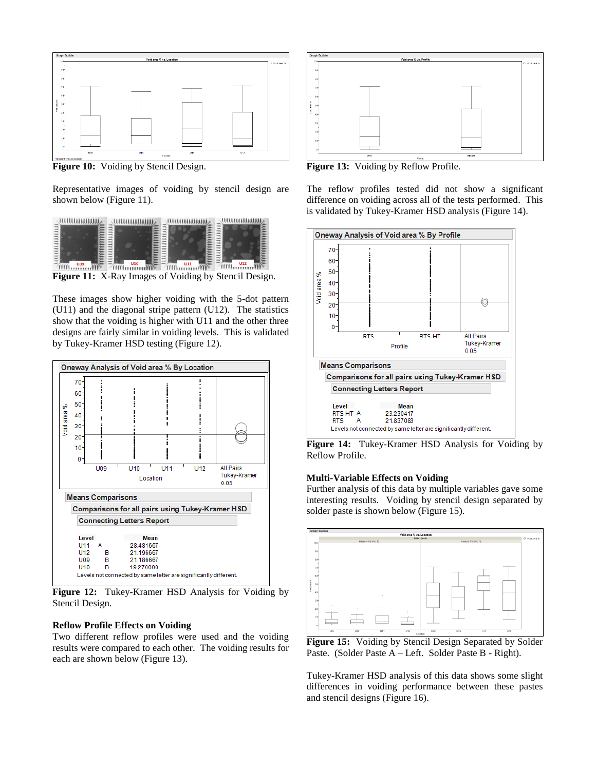Figure 10: Voiding by Stencil Design.

Representative images of voiding by stencil design are shown below (Figure 11).

Figure 11: X-Ray Images of Voiding by Stencil Design.

These images show higher voiding with the 5-dot pattern (U11) and the diagonal stripe pattern (U12). The statistics show that the voiding is higher with U11 and the other three designs are fairly similar in voiding levels. This is validated by Tukey-Kramer HSD testing (Figure 12).

**Oneway Analysis of Void area % By Location**

**Means Comparisons**

**Comparisons for all pairs using Tukey-Kramer HSD**

**Connecting Letters Report**

| Level | | | Mean |
|---|---|---|---|
| U11 | A | | 28.481667 |
| U12 | | B | 21.196667 |
| U09 | | B | 21.186667 |
| U10 | | B | 19.270000 |

Levels not connected by same letter are significantly different.

Figure 12: Tukey-Kramer HSD Analysis for Voiding by Stencil Design.

### Reflow Profile Effects on Voiding

Two different reflow profiles were used and the voiding results were compared to each other. The voiding results for each are shown below (Figure 13).

Figure 13: Voiding by Reflow Profile.

The reflow profiles tested did not show a significant difference on voiding across all of the tests performed. This is validated by Tukey-Kramer HSD analysis (Figure 14).

**Oneway Analysis of Void area % By Profile**

**Means Comparisons**

**Comparisons for all pairs using Tukey-Kramer HSD**

**Connecting Letters Report**

| Level | | Mean |
|---|---|---|
| RTS-HT | A | 23.230417 |
| RTS | A | 21.837083 |

Levels not connected by same letter are significantly different.

Figure 14: Tukey-Kramer HSD Analysis for Voiding by Reflow Profile.

### Multi-Variable Effects on Voiding

Further analysis of this data by multiple variables gave some interesting results. Voiding by stencil design separated by solder paste is shown below (Figure 15).

Figure 15: Voiding by Stencil Design Separated by Solder Paste. (Solder Paste A – Left. Solder Paste B - Right).

Tukey-Kramer HSD analysis of this data shows some slight differences in voiding performance between these pastes and stencil designs (Figure 16).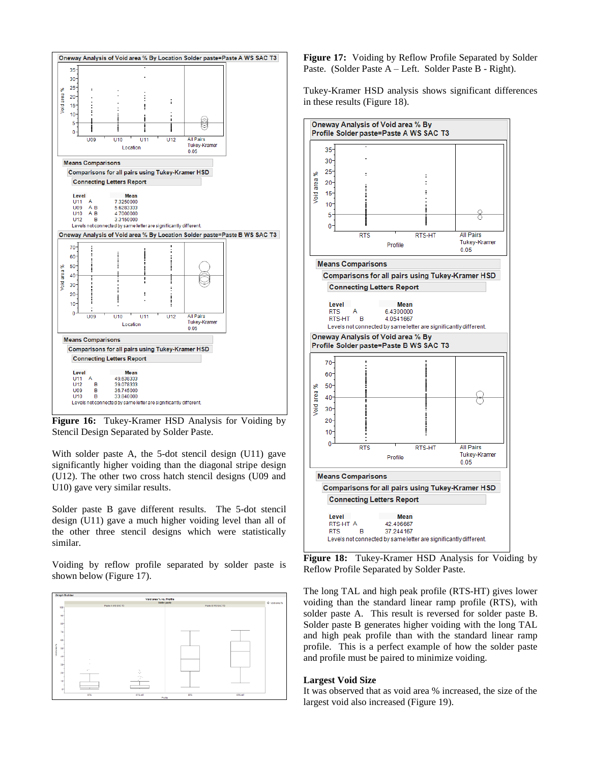Oneway Analysis of Void area % By Location Solder paste=Paste A WS SAC T3

Means Comparisons

Comparisons for all pairs using Tukey-Kramer HSD

Connecting Letters Report

| Level | | | Mean |
|---|---|---|---|
| U11 | A | | 7.3250000 |
| U09 | A | B | 5.6283333 |
| U10 | A | B | 4.7000000 |
| U12 | | B | 3.3150000 |

Levels not connected by same letter are significantly different.

Oneway Analysis of Void area % By Location Solder paste=Paste B WS SAC T3

Means Comparisons

Comparisons for all pairs using Tukey-Kramer HSD

Connecting Letters Report

| Level | | | Mean |
|---|---|---|---|
| U11 | A | | 49.638333 |
| U12 | | B | 39.078333 |
| U09 | | B | 36.745000 |
| U10 | | B | 33.840000 |

Levels not connected by same letter are significantly different.

**Figure 16:** Tukey-Kramer HSD Analysis for Voiding by Stencil Design Separated by Solder Paste.

With solder paste A, the 5-dot stencil design (U11) gave significantly higher voiding than the diagonal stripe design (U12). The other two cross hatch stencil designs (U09 and U10) gave very similar results.

Solder paste B gave different results. The 5-dot stencil design (U11) gave a much higher voiding level than all of the other three stencil designs which were statistically similar.

Voiding by reflow profile separated by solder paste is shown below (Figure 17).

**Figure 17:** Voiding by Reflow Profile Separated by Solder Paste. (Solder Paste A – Left. Solder Paste B - Right).

Tukey-Kramer HSD analysis shows significant differences in these results (Figure 18).

Oneway Analysis of Void area % By Profile Solder paste=Paste A WS SAC T3

Means Comparisons

Comparisons for all pairs using Tukey-Kramer HSD

Connecting Letters Report

| Level | | | Mean |
|---|---|---|---|
| RTS | A | | 6.4300000 |
| RTS-HT | | B | 4.0541667 |

Levels not connected by same letter are significantly different.

Oneway Analysis of Void area % By Profile Solder paste=Paste B WS SAC T3

Means Comparisons

Comparisons for all pairs using Tukey-Kramer HSD

Connecting Letters Report

| Level | | | Mean |
|---|---|---|---|
| RTS-HT | A | | 42.406667 |
| RTS | | B | 37.244167 |

Levels not connected by same letter are significantly different.

**Figure 18:** Tukey-Kramer HSD Analysis for Voiding by Reflow Profile Separated by Solder Paste.

The long TAL and high peak profile (RTS-HT) gives lower voiding than the standard linear ramp profile (RTS), with solder paste A. This result is reversed for solder paste B. Solder paste B generates higher voiding with the long TAL and high peak profile than with the standard linear ramp profile. This is a perfect example of how the solder paste and profile must be paired to minimize voiding.

**Largest Void Size**

It was observed that as void area % increased, the size of the largest void also increased (Figure 19).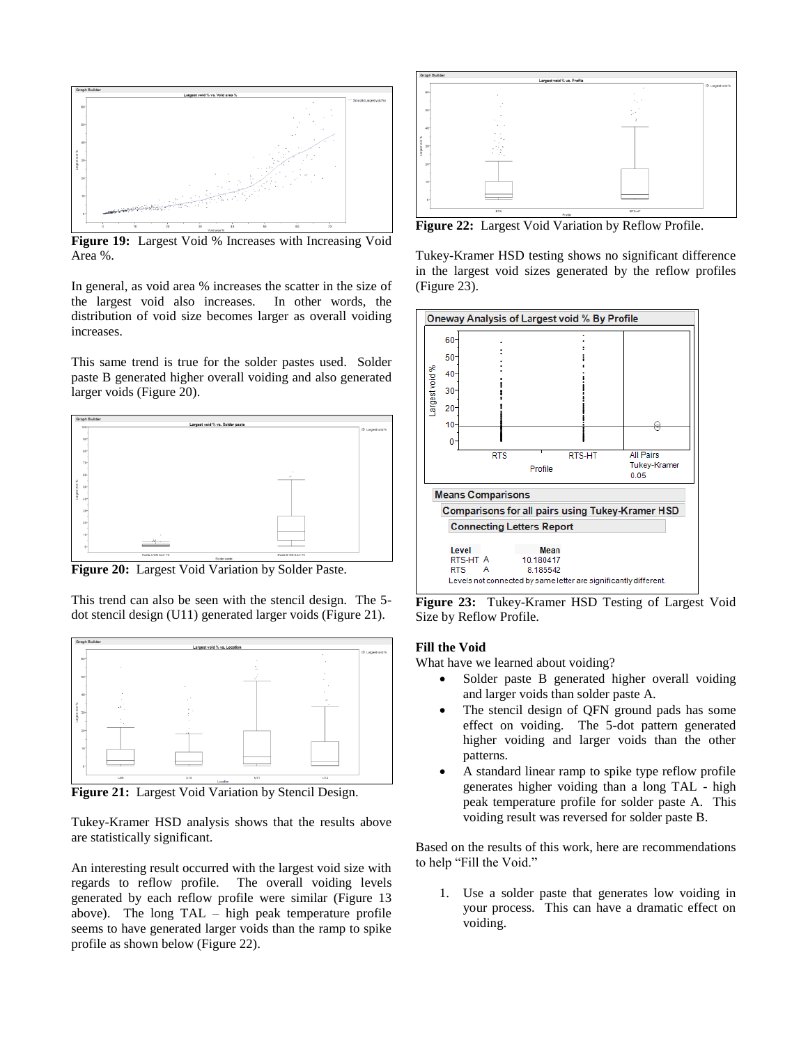Figure 19: Largest Void % Increases with Increasing Void Area %.

In general, as void area % increases the scatter in the size of the largest void also increases. In other words, the distribution of void size becomes larger as overall voiding increases.

This same trend is true for the solder pastes used. Solder paste B generated higher overall voiding and also generated larger voids (Figure 20).

Figure 20: Largest Void Variation by Solder Paste.

This trend can also be seen with the stencil design. The 5-dot stencil design (U11) generated larger voids (Figure 21).

Figure 21: Largest Void Variation by Stencil Design.

Tukey-Kramer HSD analysis shows that the results above are statistically significant.

An interesting result occurred with the largest void size with regards to reflow profile. The overall voiding levels generated by each reflow profile were similar (Figure 13 above). The long TAL – high peak temperature profile seems to have generated larger voids than the ramp to spike profile as shown below (Figure 22).

Figure 22: Largest Void Variation by Reflow Profile.

Tukey-Kramer HSD testing shows no significant difference in the largest void sizes generated by the reflow profiles (Figure 23).

Oneway Analysis of Largest void % By Profile

Means Comparisons

Comparisons for all pairs using Tukey-Kramer HSD

Connecting Letters Report

| Level | | Mean |
|---|---|---|
| RTS-HT | A | 10.180417 |
| RTS | A | 8.185542 |

Levels not connected by same letter are significantly different.

Figure 23: Tukey-Kramer HSD Testing of Largest Void Size by Reflow Profile.

## Fill the Void

What have we learned about voiding?

- Solder paste B generated higher overall voiding and larger voids than solder paste A.
- The stencil design of QFN ground pads has some effect on voiding. The 5-dot pattern generated higher voiding and larger voids than the other patterns.
- A standard linear ramp to spike type reflow profile generates higher voiding than a long TAL - high peak temperature profile for solder paste A. This voiding result was reversed for solder paste B.

Based on the results of this work, here are recommendations to help "Fill the Void."

1. Use a solder paste that generates low voiding in your process. This can have a dramatic effect on voiding.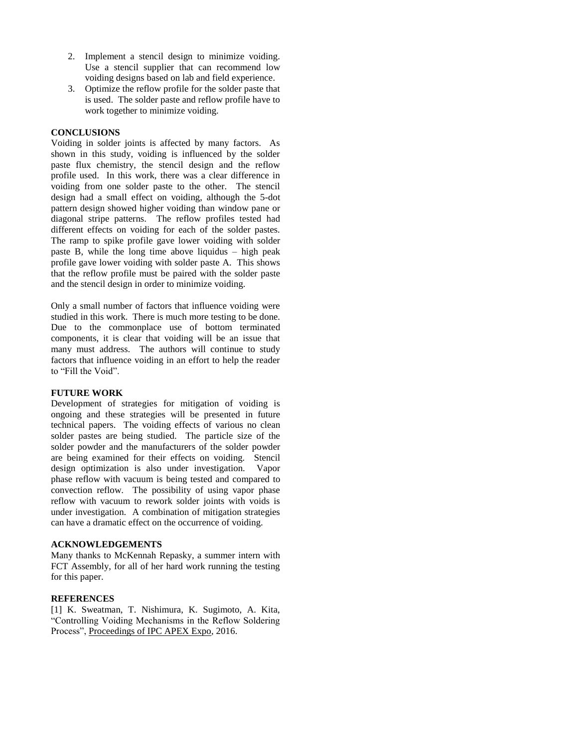2. Implement a stencil design to minimize voiding. Use a stencil supplier that can recommend low voiding designs based on lab and field experience.
3. Optimize the reflow profile for the solder paste that is used. The solder paste and reflow profile have to work together to minimize voiding.

## CONCLUSIONS

Voiding in solder joints is affected by many factors. As shown in this study, voiding is influenced by the solder paste flux chemistry, the stencil design and the reflow profile used. In this work, there was a clear difference in voiding from one solder paste to the other. The stencil design had a small effect on voiding, although the 5-dot pattern design showed higher voiding than window pane or diagonal stripe patterns. The reflow profiles tested had different effects on voiding for each of the solder pastes. The ramp to spike profile gave lower voiding with solder paste B, while the long time above liquidus – high peak profile gave lower voiding with solder paste A. This shows that the reflow profile must be paired with the solder paste and the stencil design in order to minimize voiding.

Only a small number of factors that influence voiding were studied in this work. There is much more testing to be done. Due to the commonplace use of bottom terminated components, it is clear that voiding will be an issue that many must address. The authors will continue to study factors that influence voiding in an effort to help the reader to "Fill the Void".

## FUTURE WORK

Development of strategies for mitigation of voiding is ongoing and these strategies will be presented in future technical papers. The voiding effects of various no clean solder pastes are being studied. The particle size of the solder powder and the manufacturers of the solder powder are being examined for their effects on voiding. Stencil design optimization is also under investigation. Vapor phase reflow with vacuum is being tested and compared to convection reflow. The possibility of using vapor phase reflow with vacuum to rework solder joints with voids is under investigation. A combination of mitigation strategies can have a dramatic effect on the occurrence of voiding.

## ACKNOWLEDGEMENTS

Many thanks to McKennah Repasky, a summer intern with FCT Assembly, for all of her hard work running the testing for this paper.

## REFERENCES

[1] K. Sweatman, T. Nishimura, K. Sugimoto, A. Kita, "Controlling Voiding Mechanisms in the Reflow Soldering Process", Proceedings of IPC APEX Expo, 2016.